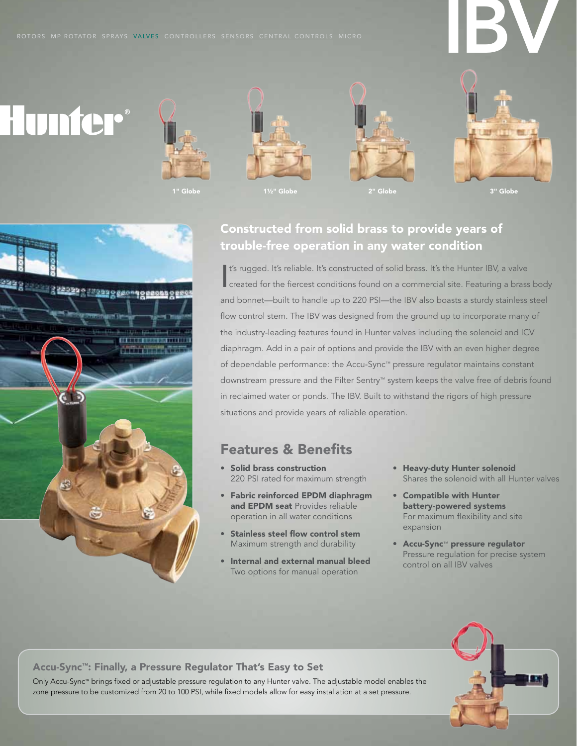ROTORS MP ROTATOR SPRAYS VALVES CONTROLLERS SENSORS CENTRAL CONTROLS MICRO

# IBV

Hunter®

1" Globe

1½" Globe

2" Globe

3" Globe

## Constructed from solid brass to provide years of trouble-free operation in any water condition

It's rugged. It's reliable. It's constructed of solid brass. It's the Hunter IBV, a valve created for the fiercest conditions found on a commercial site. Featuring a brass body and bonnet—built to handle up to 220 PSI—the IBV also boasts a sturdy stainless steel flow control stem. The IBV was designed from the ground up to incorporate many of the industry-leading features found in Hunter valves including the solenoid and ICV diaphragm. Add in a pair of options and provide the IBV with an even higher degree of dependable performance: the Accu-Sync™ pressure regulator maintains constant downstream pressure and the Filter Sentry™ system keeps the valve free of debris found in reclaimed water or ponds. The IBV. Built to withstand the rigors of high pressure situations and provide years of reliable operation.

## Features & Benefits

- **Solid brass construction** 220 PSI rated for maximum strength
- **Fabric reinforced EPDM diaphragm and EPDM seat** Provides reliable operation in all water conditions
- **Stainless steel flow control stem** Maximum strength and durability
- **Internal and external manual bleed** Two options for manual operation
- **Heavy-duty Hunter solenoid** Shares the solenoid with all Hunter valves
- **Compatible with Hunter battery-powered systems** For maximum flexibility and site expansion
- **Accu-Sync™ pressure regulator** Pressure regulation for precise system control on all IBV valves

### Accu-Sync™: Finally, a Pressure Regulator That's Easy to Set

Only Accu-Sync™ brings fixed or adjustable pressure regulation to any Hunter valve. The adjustable model enables the zone pressure to be customized from 20 to 100 PSI, while fixed models allow for easy installation at a set pressure.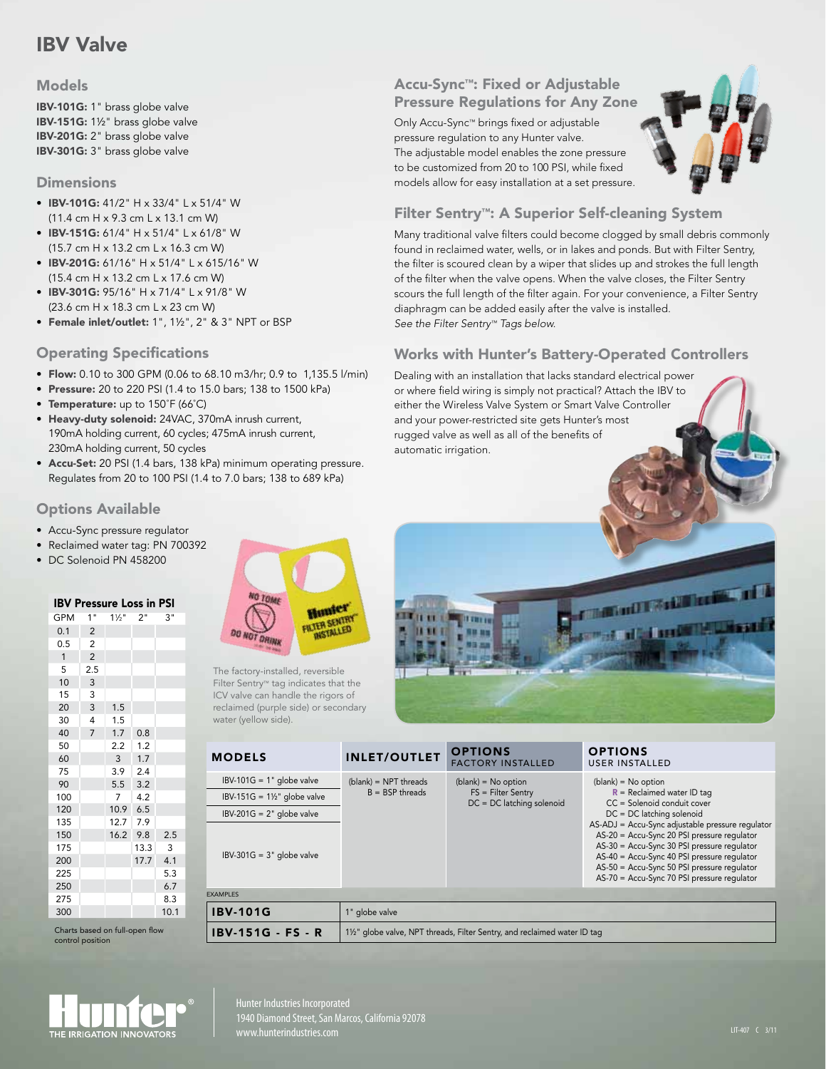# IBV Valve

## Models

**IBV-101G:** 1" brass globe valve
**IBV-151G:** 1½" brass globe valve
**IBV-201G:** 2" brass globe valve
**IBV-301G:** 3" brass globe valve

## Dimensions

- **IBV-101G:** 41/2" H x 33/4" L x 51/4" W (11.4 cm H x 9.3 cm L x 13.1 cm W)
- **IBV-151G:** 61/4" H x 51/4" L x 61/8" W (15.7 cm H x 13.2 cm L x 16.3 cm W)
- **IBV-201G:** 61/16" H x 51/4" L x 615/16" W (15.4 cm H x 13.2 cm L x 17.6 cm W)
- **IBV-301G:** 95/16" H x 71/4" L x 91/8" W (23.6 cm H x 18.3 cm L x 23 cm W)
- **Female inlet/outlet:** 1", 1½", 2" & 3" NPT or BSP

## Operating Specifications

- **Flow:** 0.10 to 300 GPM (0.06 to 68.10 m3/hr; 0.9 to 1,135.5 l/min)
- **Pressure:** 20 to 220 PSI (1.4 to 15.0 bars; 138 to 1500 kPa)
- **Temperature:** up to 150˚F (66˚C)
- **Heavy-duty solenoid:** 24VAC, 370mA inrush current, 190mA holding current, 60 cycles; 475mA inrush current, 230mA holding current, 50 cycles
- **Accu-Set:** 20 PSI (1.4 bars, 138 kPa) minimum operating pressure. Regulates from 20 to 100 PSI (1.4 to 7.0 bars; 138 to 689 kPa)

## Options Available

- Accu-Sync pressure regulator
- Reclaimed water tag: PN 700392
- DC Solenoid PN 458200

**IBV Pressure Loss in PSI**

| GPM | 1" | 1½" | 2" | 3" |
|---|---|---|---|---|
| 0.1 | 2 | | | |
| 0.5 | 2 | | | |
| 1 | 2 | | | |
| 5 | 2.5 | | | |
| 10 | 3 | | | |
| 15 | 3 | | | |
| 20 | 3 | 1.5 | | |
| 30 | 4 | 1.5 | | |
| 40 | 7 | 1.7 | 0.8 | |
| 50 | | 2.2 | 1.2 | |
| 60 | | 3 | 1.7 | |
| 75 | | 3.9 | 2.4 | |
| 90 | | 5.5 | 3.2 | |
| 100 | | 7 | 4.2 | |
| 120 | | 10.9 | 6.5 | |
| 135 | | 12.7 | 7.9 | |
| 150 | | 16.2 | 9.8 | 2.5 |
| 175 | | | 13.3 | 3 |
| 200 | | | 17.7 | 4.1 |
| 225 | | | | 5.3 |
| 250 | | | | 6.7 |
| 275 | | | | 8.3 |
| 300 | | | | 10.1 |

Charts based on full-open flow control position

The factory-installed, reversible Filter Sentry™ tag indicates that the ICV valve can handle the rigors of reclaimed (purple side) or secondary water (yellow side).

## Accu-Sync™: Fixed or Adjustable Pressure Regulations for Any Zone

Only Accu-Sync™ brings fixed or adjustable pressure regulation to any Hunter valve. The adjustable model enables the zone pressure to be customized from 20 to 100 PSI, while fixed models allow for easy installation at a set pressure.

## Filter Sentry™: A Superior Self-cleaning System

Many traditional valve filters could become clogged by small debris commonly found in reclaimed water, wells, or in lakes and ponds. But with Filter Sentry, the filter is scoured clean by a wiper that slides up and strokes the full length of the filter when the valve opens. When the valve closes, the Filter Sentry scours the full length of the filter again. For your convenience, a Filter Sentry diaphragm can be added easily after the valve is installed.
*See the Filter Sentry™ Tags below.*

## Works with Hunter's Battery-Operated Controllers

Dealing with an installation that lacks standard electrical power or where field wiring is simply not practical? Attach the IBV to either the Wireless Valve System or Smart Valve Controller and your power-restricted site gets Hunter's most rugged valve as well as all of the benefits of automatic irrigation.

| MODELS | INLET/OUTLET | OPTIONS FACTORY INSTALLED | OPTIONS USER INSTALLED |
|---|---|---|---|
| IBV-101G = 1" globe valve<br>IBV-151G = 1½" globe valve<br>IBV-201G = 2" globe valve<br>IBV-301G = 3" globe valve | (blank) = NPT threads<br>B = BSP threads | (blank) = No option<br>FS = Filter Sentry<br>DC = DC latching solenoid | (blank) = No option<br>R = Reclaimed water ID tag<br>CC = Solenoid conduit cover<br>DC = DC latching solenoid<br>AS-ADJ = Accu-Sync adjustable pressure regulator<br>AS-20 = Accu-Sync 20 PSI pressure regulator<br>AS-30 = Accu-Sync 30 PSI pressure regulator<br>AS-40 = Accu-Sync 40 PSI pressure regulator<br>AS-50 = Accu-Sync 50 PSI pressure regulator<br>AS-70 = Accu-Sync 70 PSI pressure regulator |

EXAMPLES

| | |
|---|---|
| **IBV-101G** | 1" globe valve |
| **IBV-151G - FS - R** | 1½" globe valve, NPT threads, Filter Sentry, and reclaimed water ID tag |

Hunter Industries Incorporated
1940 Diamond Street, San Marcos, California 92078
www.hunterindustries.com

LIT-407 C 3/11